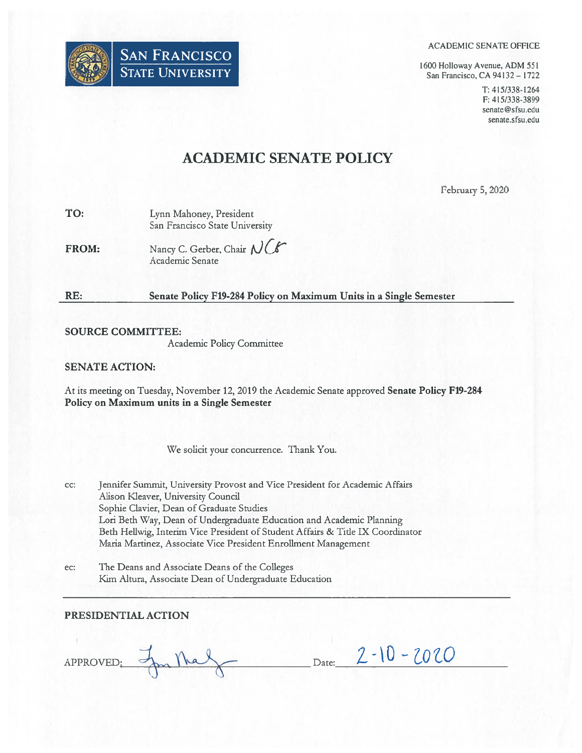SAN FRANCISCO STATE UNIVERSITY

ACADEMIC SENATE OFFICE

1600 Holloway Avenue, ADM 551
San Francisco, CA 94132 – 1722

T: 415/338-1264
F: 415/338-3899
senate@sfsu.edu
senate.sfsu.edu

# ACADEMIC SENATE POLICY

February 5, 2020

**TO:** Lynn Mahoney, President
San Francisco State University

**FROM:** Nancy C. Gerber, Chair NCG
Academic Senate

**RE:** **Senate Policy F19-284 Policy on Maximum Units in a Single Semester**

**SOURCE COMMITTEE:**
Academic Policy Committee

**SENATE ACTION:**

At its meeting on Tuesday, November 12, 2019 the Academic Senate approved **Senate Policy F19-284 Policy on Maximum units in a Single Semester**

We solicit your concurrence. Thank You.

cc: Jennifer Summit, University Provost and Vice President for Academic Affairs
Alison Kleaver, University Council
Sophie Clavier, Dean of Graduate Studies
Lori Beth Way, Dean of Undergraduate Education and Academic Planning
Beth Hellwig, Interim Vice President of Student Affairs & Title IX Coordinator
Maria Martinez, Associate Vice President Enrollment Management

ec: The Deans and Associate Deans of the Colleges
Kim Altura, Associate Dean of Undergraduate Education

**PRESIDENTIAL ACTION**

APPROVED: [signature] Date: 2-10-2020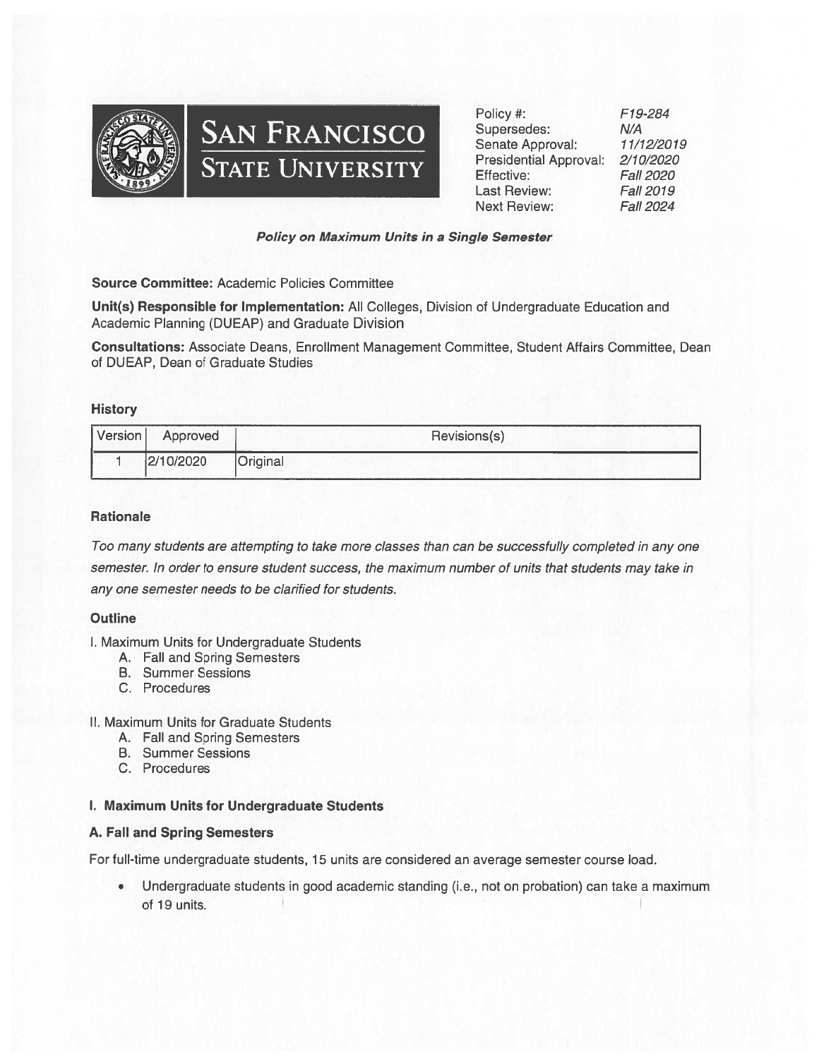**SAN FRANCISCO STATE UNIVERSITY**

| | |
|---|---|
| Policy #: | *F19-284* |
| Supersedes: | *N/A* |
| Senate Approval: | *11/12/2019* |
| Presidential Approval: | *2/10/2020* |
| Effective: | *Fall 2020* |
| Last Review: | *Fall 2019* |
| Next Review: | *Fall 2024* |

***Policy on Maximum Units in a Single Semester***

**Source Committee:** Academic Policies Committee

**Unit(s) Responsible for Implementation:** All Colleges, Division of Undergraduate Education and Academic Planning (DUEAP) and Graduate Division

**Consultations:** Associate Deans, Enrollment Management Committee, Student Affairs Committee, Dean of DUEAP, Dean of Graduate Studies

**History**

| Version | Approved | Revisions(s) |
|---|---|---|
| 1 | 2/10/2020 | Original |

**Rationale**

*Too many students are attempting to take more classes than can be successfully completed in any one semester. In order to ensure student success, the maximum number of units that students may take in any one semester needs to be clarified for students.*

**Outline**

I. Maximum Units for Undergraduate Students
- A. Fall and Spring Semesters
- B. Summer Sessions
- C. Procedures

II. Maximum Units for Graduate Students
- A. Fall and Spring Semesters
- B. Summer Sessions
- C. Procedures

## I. Maximum Units for Undergraduate Students

### A. Fall and Spring Semesters

For full-time undergraduate students, 15 units are considered an average semester course load.

- Undergraduate students in good academic standing (i.e., not on probation) can take a maximum of 19 units.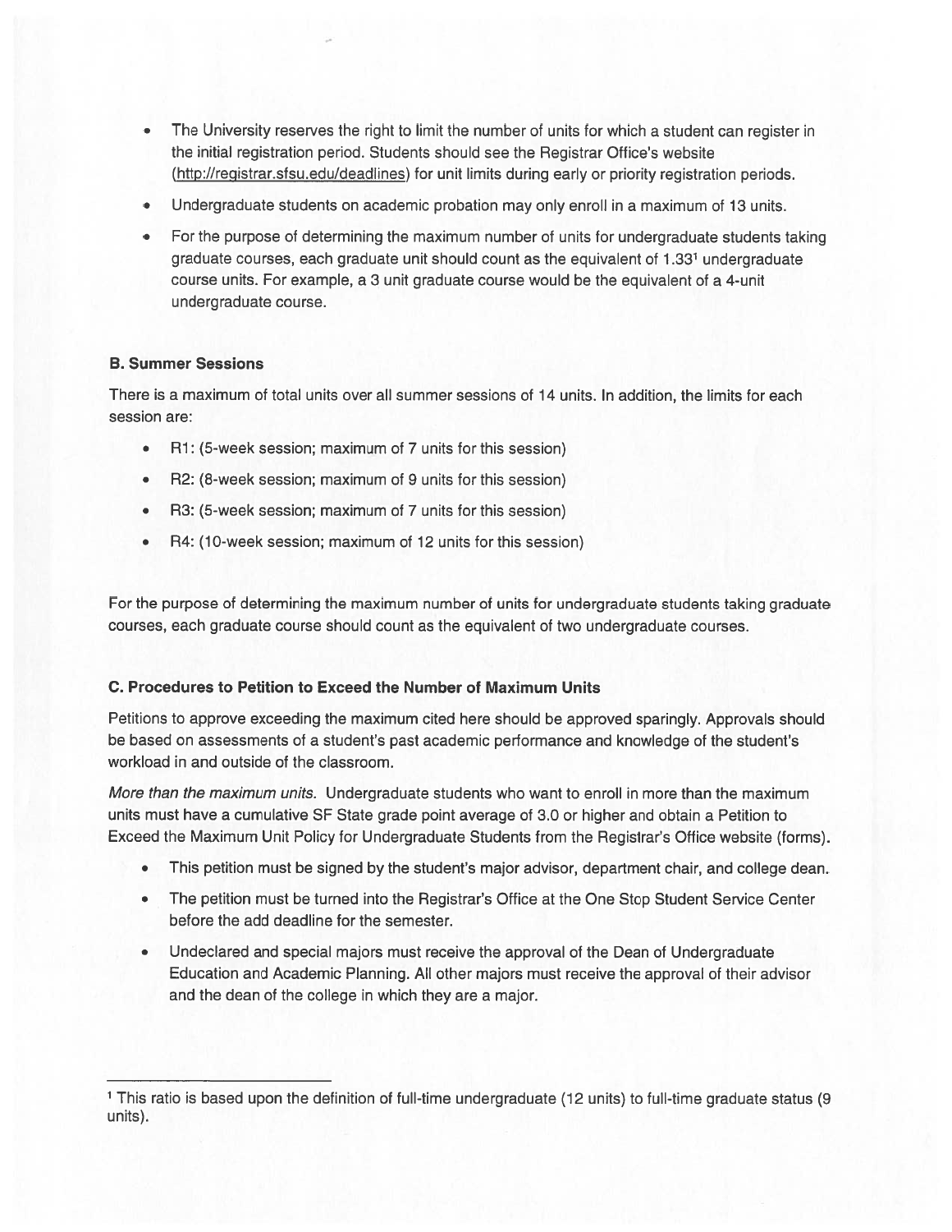- The University reserves the right to limit the number of units for which a student can register in the initial registration period. Students should see the Registrar Office's website (http://registrar.sfsu.edu/deadlines) for unit limits during early or priority registration periods.
- Undergraduate students on academic probation may only enroll in a maximum of 13 units.
- For the purpose of determining the maximum number of units for undergraduate students taking graduate courses, each graduate unit should count as the equivalent of 1.33[1] undergraduate course units. For example, a 3 unit graduate course would be the equivalent of a 4-unit undergraduate course.

### B. Summer Sessions

There is a maximum of total units over all summer sessions of 14 units. In addition, the limits for each session are:

- R1: (5-week session; maximum of 7 units for this session)
- R2: (8-week session; maximum of 9 units for this session)
- R3: (5-week session; maximum of 7 units for this session)
- R4: (10-week session; maximum of 12 units for this session)

For the purpose of determining the maximum number of units for undergraduate students taking graduate courses, each graduate course should count as the equivalent of two undergraduate courses.

### C. Procedures to Petition to Exceed the Number of Maximum Units

Petitions to approve exceeding the maximum cited here should be approved sparingly. Approvals should be based on assessments of a student's past academic performance and knowledge of the student's workload in and outside of the classroom.

*More than the maximum units.* Undergraduate students who want to enroll in more than the maximum units must have a cumulative SF State grade point average of 3.0 or higher and obtain a Petition to Exceed the Maximum Unit Policy for Undergraduate Students from the Registrar's Office website (forms).

- This petition must be signed by the student's major advisor, department chair, and college dean.
- The petition must be turned into the Registrar's Office at the One Stop Student Service Center before the add deadline for the semester.
- Undeclared and special majors must receive the approval of the Dean of Undergraduate Education and Academic Planning. All other majors must receive the approval of their advisor and the dean of the college in which they are a major.

---

[1] This ratio is based upon the definition of full-time undergraduate (12 units) to full-time graduate status (9 units).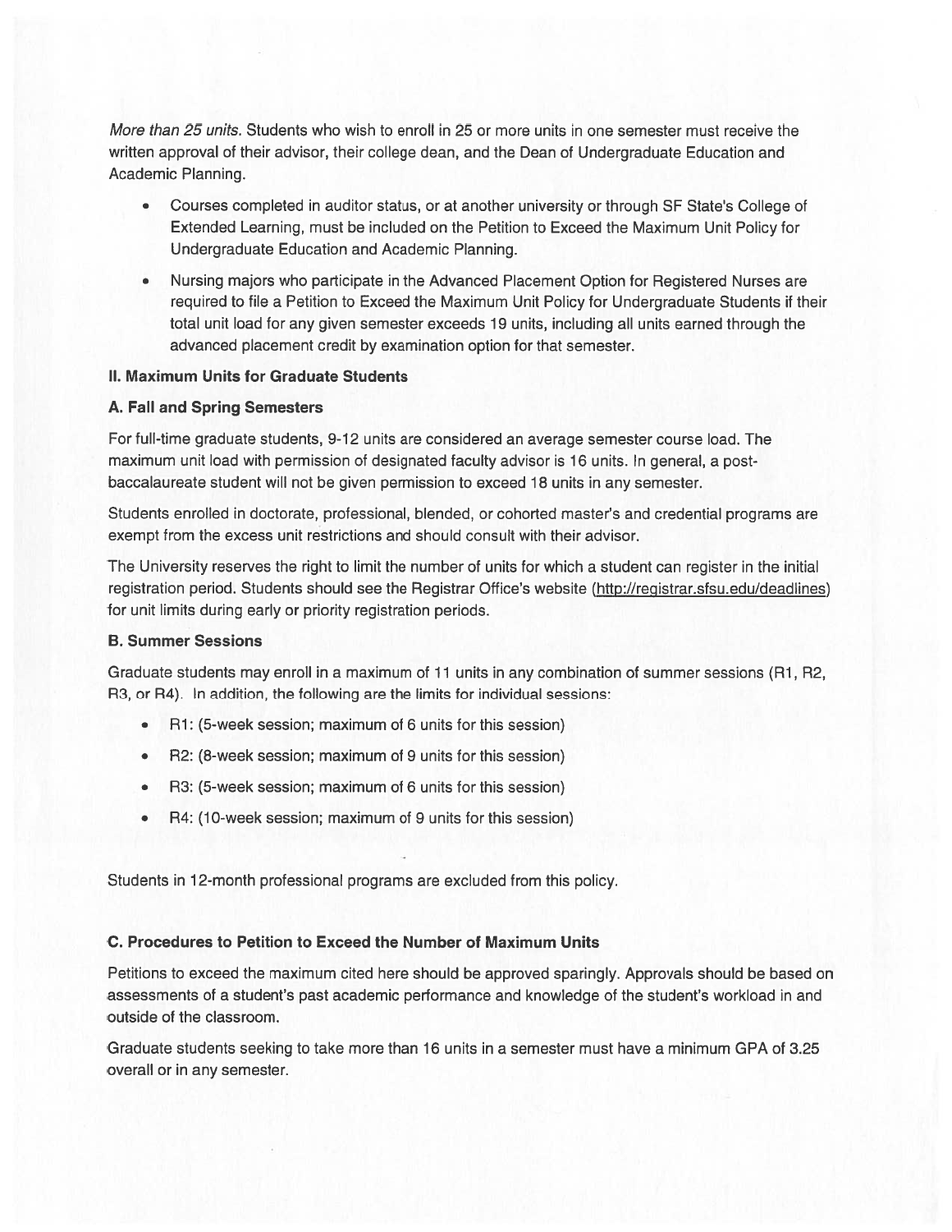*More than 25 units.* Students who wish to enroll in 25 or more units in one semester must receive the written approval of their advisor, their college dean, and the Dean of Undergraduate Education and Academic Planning.

- Courses completed in auditor status, or at another university or through SF State's College of Extended Learning, must be included on the Petition to Exceed the Maximum Unit Policy for Undergraduate Education and Academic Planning.
- Nursing majors who participate in the Advanced Placement Option for Registered Nurses are required to file a Petition to Exceed the Maximum Unit Policy for Undergraduate Students if their total unit load for any given semester exceeds 19 units, including all units earned through the advanced placement credit by examination option for that semester.

### II. Maximum Units for Graduate Students

#### A. Fall and Spring Semesters

For full-time graduate students, 9-12 units are considered an average semester course load. The maximum unit load with permission of designated faculty advisor is 16 units. In general, a post-baccalaureate student will not be given permission to exceed 18 units in any semester.

Students enrolled in doctorate, professional, blended, or cohorted master's and credential programs are exempt from the excess unit restrictions and should consult with their advisor.

The University reserves the right to limit the number of units for which a student can register in the initial registration period. Students should see the Registrar Office's website (http://registrar.sfsu.edu/deadlines) for unit limits during early or priority registration periods.

#### B. Summer Sessions

Graduate students may enroll in a maximum of 11 units in any combination of summer sessions (R1, R2, R3, or R4). In addition, the following are the limits for individual sessions:

- R1: (5-week session; maximum of 6 units for this session)
- R2: (8-week session; maximum of 9 units for this session)
- R3: (5-week session; maximum of 6 units for this session)
- R4: (10-week session; maximum of 9 units for this session)

Students in 12-month professional programs are excluded from this policy.

#### C. Procedures to Petition to Exceed the Number of Maximum Units

Petitions to exceed the maximum cited here should be approved sparingly. Approvals should be based on assessments of a student's past academic performance and knowledge of the student's workload in and outside of the classroom.

Graduate students seeking to take more than 16 units in a semester must have a minimum GPA of 3.25 overall or in any semester.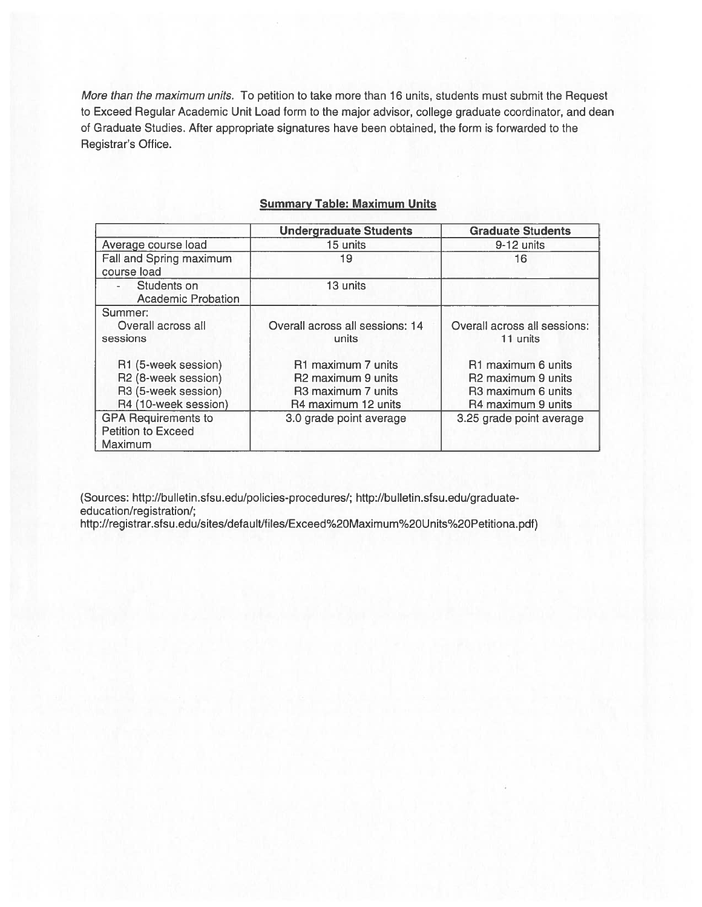*More than the maximum units.* To petition to take more than 16 units, students must submit the Request to Exceed Regular Academic Unit Load form to the major advisor, college graduate coordinator, and dean of Graduate Studies. After appropriate signatures have been obtained, the form is forwarded to the Registrar's Office.

**Summary Table: Maximum Units**

| | Undergraduate Students | Graduate Students |
|---|---|---|
| Average course load | 15 units | 9-12 units |
| Fall and Spring maximum course load | 19 | 16 |
| - Students on Academic Probation | 13 units | |
| Summer:<br>Overall across all sessions<br><br>R1 (5-week session)<br>R2 (8-week session)<br>R3 (5-week session)<br>R4 (10-week session) | Overall across all sessions: 14 units<br><br>R1 maximum 7 units<br>R2 maximum 9 units<br>R3 maximum 7 units<br>R4 maximum 12 units | Overall across all sessions: 11 units<br><br>R1 maximum 6 units<br>R2 maximum 9 units<br>R3 maximum 6 units<br>R4 maximum 9 units |
| GPA Requirements to Petition to Exceed Maximum | 3.0 grade point average | 3.25 grade point average |

(Sources: http://bulletin.sfsu.edu/policies-procedures/; http://bulletin.sfsu.edu/graduate-education/registration/; http://registrar.sfsu.edu/sites/default/files/Exceed%20Maximum%20Units%20Petitiona.pdf)